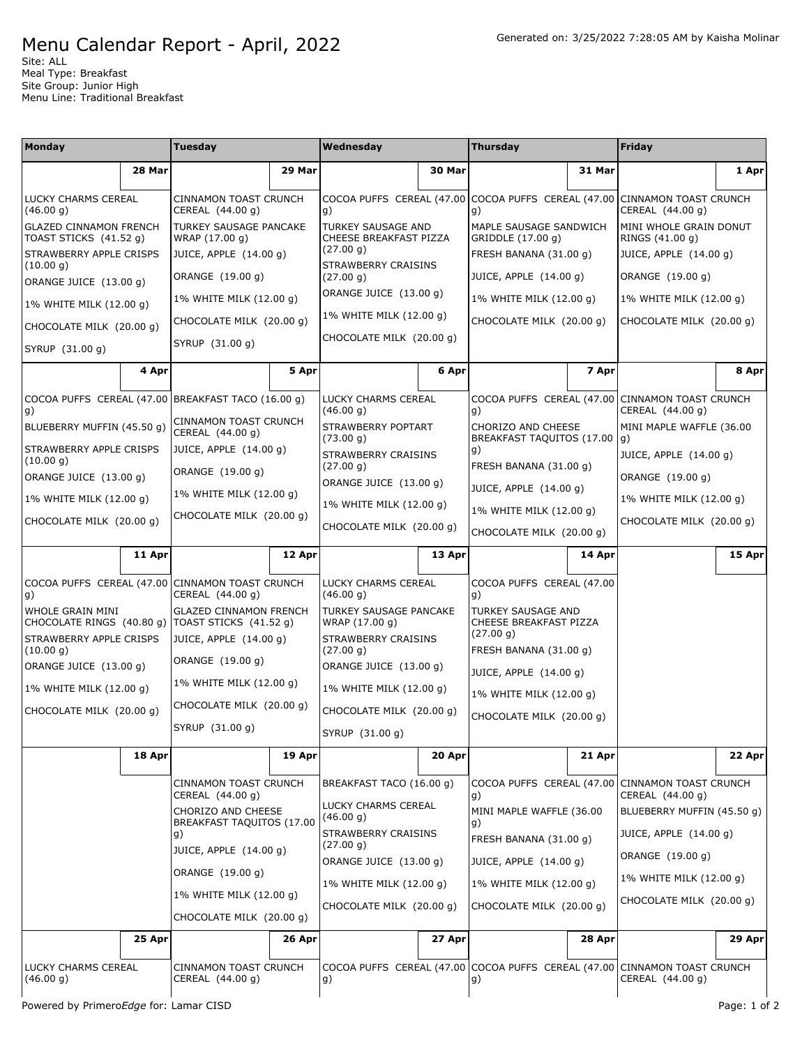# Menu Calendar Report - April, 2022

Generated on: 3/25/2022 7:28:05 AM by Kaisha Molinar

Site: ALL
Meal Type: Breakfast
Site Group: Junior High
Menu Line: Traditional Breakfast

| Monday | Tuesday | Wednesday | Thursday | Friday |
|---|---|---|---|---|
| **28 Mar** | **29 Mar** | **30 Mar** | **31 Mar** | **1 Apr** |
| LUCKY CHARMS CEREAL (46.00 g)<br>GLAZED CINNAMON FRENCH TOAST STICKS (41.52 g)<br>STRAWBERRY APPLE CRISPS (10.00 g)<br>ORANGE JUICE (13.00 g)<br>1% WHITE MILK (12.00 g)<br>CHOCOLATE MILK (20.00 g)<br>SYRUP (31.00 g) | CINNAMON TOAST CRUNCH CEREAL (44.00 g)<br>TURKEY SAUSAGE PANCAKE WRAP (17.00 g)<br>JUICE, APPLE (14.00 g)<br>ORANGE (19.00 g)<br>1% WHITE MILK (12.00 g)<br>CHOCOLATE MILK (20.00 g)<br>SYRUP (31.00 g) | COCOA PUFFS CEREAL (47.00 g)<br>TURKEY SAUSAGE AND CHEESE BREAKFAST PIZZA (27.00 g)<br>STRAWBERRY CRAISINS (27.00 g)<br>ORANGE JUICE (13.00 g)<br>1% WHITE MILK (12.00 g)<br>CHOCOLATE MILK (20.00 g) | COCOA PUFFS CEREAL (47.00 g)<br>MAPLE SAUSAGE SANDWICH GRIDDLE (17.00 g)<br>FRESH BANANA (31.00 g)<br>JUICE, APPLE (14.00 g)<br>1% WHITE MILK (12.00 g)<br>CHOCOLATE MILK (20.00 g) | CINNAMON TOAST CRUNCH CEREAL (44.00 g)<br>MINI WHOLE GRAIN DONUT RINGS (41.00 g)<br>JUICE, APPLE (14.00 g)<br>ORANGE (19.00 g)<br>1% WHITE MILK (12.00 g)<br>CHOCOLATE MILK (20.00 g) |
| **4 Apr** | **5 Apr** | **6 Apr** | **7 Apr** | **8 Apr** |
| COCOA PUFFS CEREAL (47.00 g)<br>BLUEBERRY MUFFIN (45.50 g)<br>STRAWBERRY APPLE CRISPS (10.00 g)<br>ORANGE JUICE (13.00 g)<br>1% WHITE MILK (12.00 g)<br>CHOCOLATE MILK (20.00 g) | BREAKFAST TACO (16.00 g)<br>CINNAMON TOAST CRUNCH CEREAL (44.00 g)<br>JUICE, APPLE (14.00 g)<br>ORANGE (19.00 g)<br>1% WHITE MILK (12.00 g)<br>CHOCOLATE MILK (20.00 g) | LUCKY CHARMS CEREAL (46.00 g)<br>STRAWBERRY POPTART (73.00 g)<br>STRAWBERRY CRAISINS (27.00 g)<br>ORANGE JUICE (13.00 g)<br>1% WHITE MILK (12.00 g)<br>CHOCOLATE MILK (20.00 g) | COCOA PUFFS CEREAL (47.00 g)<br>CHORIZO AND CHEESE BREAKFAST TAQUITOS (17.00 g)<br>FRESH BANANA (31.00 g)<br>JUICE, APPLE (14.00 g)<br>1% WHITE MILK (12.00 g)<br>CHOCOLATE MILK (20.00 g) | CINNAMON TOAST CRUNCH CEREAL (44.00 g)<br>MINI MAPLE WAFFLE (36.00 g)<br>JUICE, APPLE (14.00 g)<br>ORANGE (19.00 g)<br>1% WHITE MILK (12.00 g)<br>CHOCOLATE MILK (20.00 g) |
| **11 Apr** | **12 Apr** | **13 Apr** | **14 Apr** | **15 Apr** |
| COCOA PUFFS CEREAL (47.00 g)<br>WHOLE GRAIN MINI CHOCOLATE RINGS (40.80 g)<br>STRAWBERRY APPLE CRISPS (10.00 g)<br>ORANGE JUICE (13.00 g)<br>1% WHITE MILK (12.00 g)<br>CHOCOLATE MILK (20.00 g) | CINNAMON TOAST CRUNCH CEREAL (44.00 g)<br>GLAZED CINNAMON FRENCH TOAST STICKS (41.52 g)<br>JUICE, APPLE (14.00 g)<br>ORANGE (19.00 g)<br>1% WHITE MILK (12.00 g)<br>CHOCOLATE MILK (20.00 g)<br>SYRUP (31.00 g) | LUCKY CHARMS CEREAL (46.00 g)<br>TURKEY SAUSAGE PANCAKE WRAP (17.00 g)<br>STRAWBERRY CRAISINS (27.00 g)<br>ORANGE JUICE (13.00 g)<br>1% WHITE MILK (12.00 g)<br>CHOCOLATE MILK (20.00 g)<br>SYRUP (31.00 g) | COCOA PUFFS CEREAL (47.00 g)<br>TURKEY SAUSAGE AND CHEESE BREAKFAST PIZZA (27.00 g)<br>FRESH BANANA (31.00 g)<br>JUICE, APPLE (14.00 g)<br>1% WHITE MILK (12.00 g)<br>CHOCOLATE MILK (20.00 g) | |
| **18 Apr** | **19 Apr** | **20 Apr** | **21 Apr** | **22 Apr** |
| | CINNAMON TOAST CRUNCH CEREAL (44.00 g)<br>CHORIZO AND CHEESE BREAKFAST TAQUITOS (17.00 g)<br>JUICE, APPLE (14.00 g)<br>ORANGE (19.00 g)<br>1% WHITE MILK (12.00 g)<br>CHOCOLATE MILK (20.00 g) | BREAKFAST TACO (16.00 g)<br>LUCKY CHARMS CEREAL (46.00 g)<br>STRAWBERRY CRAISINS (27.00 g)<br>ORANGE JUICE (13.00 g)<br>1% WHITE MILK (12.00 g)<br>CHOCOLATE MILK (20.00 g) | COCOA PUFFS CEREAL (47.00 g)<br>MINI MAPLE WAFFLE (36.00 g)<br>FRESH BANANA (31.00 g)<br>JUICE, APPLE (14.00 g)<br>1% WHITE MILK (12.00 g)<br>CHOCOLATE MILK (20.00 g) | CINNAMON TOAST CRUNCH CEREAL (44.00 g)<br>BLUEBERRY MUFFIN (45.50 g)<br>JUICE, APPLE (14.00 g)<br>ORANGE (19.00 g)<br>1% WHITE MILK (12.00 g)<br>CHOCOLATE MILK (20.00 g) |
| **25 Apr** | **26 Apr** | **27 Apr** | **28 Apr** | **29 Apr** |
| LUCKY CHARMS CEREAL (46.00 g) | CINNAMON TOAST CRUNCH CEREAL (44.00 g) | COCOA PUFFS CEREAL (47.00 g) | COCOA PUFFS CEREAL (47.00 g) | CINNAMON TOAST CRUNCH CEREAL (44.00 g) |

Powered by Primero*Edge* for: Lamar CISD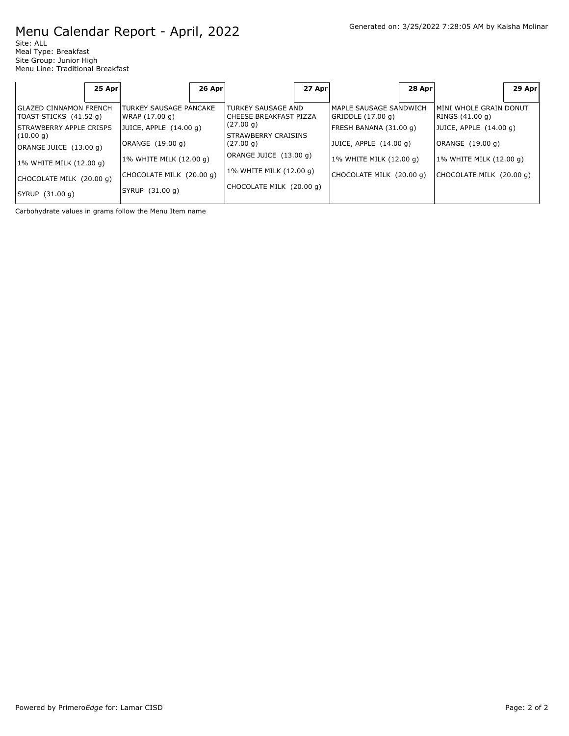# Menu Calendar Report - April, 2022

Generated on: 3/25/2022 7:28:05 AM by Kaisha Molinar

Site: ALL
Meal Type: Breakfast
Site Group: Junior High
Menu Line: Traditional Breakfast

| 25 Apr | 26 Apr | 27 Apr | 28 Apr | 29 Apr |
|---|---|---|---|---|
| GLAZED CINNAMON FRENCH TOAST STICKS (41.52 g)<br>STRAWBERRY APPLE CRISPS (10.00 g)<br>ORANGE JUICE (13.00 g)<br>1% WHITE MILK (12.00 g)<br>CHOCOLATE MILK (20.00 g)<br>SYRUP (31.00 g) | TURKEY SAUSAGE PANCAKE WRAP (17.00 g)<br>JUICE, APPLE (14.00 g)<br>ORANGE (19.00 g)<br>1% WHITE MILK (12.00 g)<br>CHOCOLATE MILK (20.00 g)<br>SYRUP (31.00 g) | TURKEY SAUSAGE AND CHEESE BREAKFAST PIZZA (27.00 g)<br>STRAWBERRY CRAISINS (27.00 g)<br>ORANGE JUICE (13.00 g)<br>1% WHITE MILK (12.00 g)<br>CHOCOLATE MILK (20.00 g) | MAPLE SAUSAGE SANDWICH GRIDDLE (17.00 g)<br>FRESH BANANA (31.00 g)<br>JUICE, APPLE (14.00 g)<br>1% WHITE MILK (12.00 g)<br>CHOCOLATE MILK (20.00 g) | MINI WHOLE GRAIN DONUT RINGS (41.00 g)<br>JUICE, APPLE (14.00 g)<br>ORANGE (19.00 g)<br>1% WHITE MILK (12.00 g)<br>CHOCOLATE MILK (20.00 g) |

Carbohydrate values in grams follow the Menu Item name

Powered by Primero*Edge* for: Lamar CISD